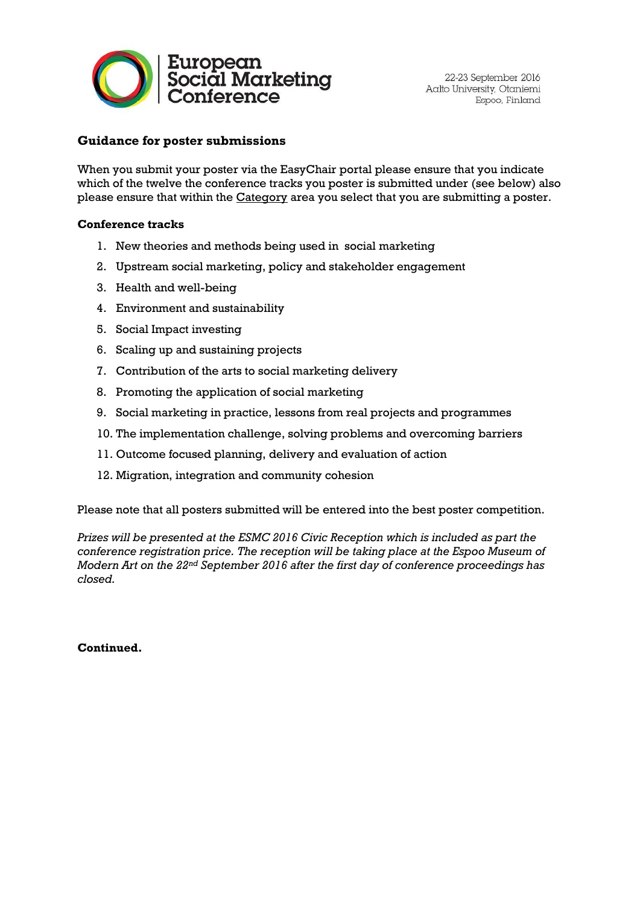European Social Marketing Conference

22-23 September 2016
Aalto University, Otaniemi
Espoo, Finland

## Guidance for poster submissions

When you submit your poster via the EasyChair portal please ensure that you indicate which of the twelve the conference tracks you poster is submitted under (see below) also please ensure that within the Category area you select that you are submitting a poster.

### Conference tracks

1. New theories and methods being used in social marketing
2. Upstream social marketing, policy and stakeholder engagement
3. Health and well-being
4. Environment and sustainability
5. Social Impact investing
6. Scaling up and sustaining projects
7. Contribution of the arts to social marketing delivery
8. Promoting the application of social marketing
9. Social marketing in practice, lessons from real projects and programmes
10. The implementation challenge, solving problems and overcoming barriers
11. Outcome focused planning, delivery and evaluation of action
12. Migration, integration and community cohesion

Please note that all posters submitted will be entered into the best poster competition.

*Prizes will be presented at the ESMC 2016 Civic Reception which is included as part the conference registration price. The reception will be taking place at the Espoo Museum of Modern Art on the 22nd September 2016 after the first day of conference proceedings has closed.*

**Continued.**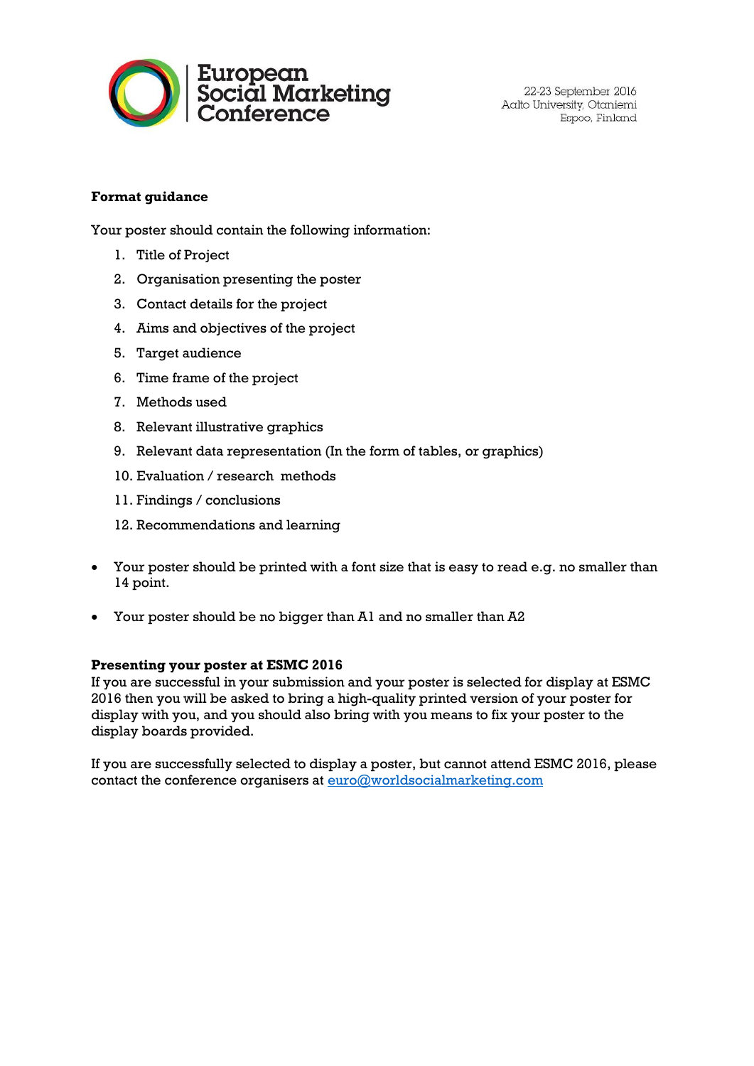European Social Marketing Conference

22-23 September 2016
Aalto University, Otaniemi
Espoo, Finland

**Format guidance**

Your poster should contain the following information:

1. Title of Project
2. Organisation presenting the poster
3. Contact details for the project
4. Aims and objectives of the project
5. Target audience
6. Time frame of the project
7. Methods used
8. Relevant illustrative graphics
9. Relevant data representation (In the form of tables, or graphics)
10. Evaluation / research methods
11. Findings / conclusions
12. Recommendations and learning

- Your poster should be printed with a font size that is easy to read e.g. no smaller than 14 point.
- Your poster should be no bigger than A1 and no smaller than A2

**Presenting your poster at ESMC 2016**

If you are successful in your submission and your poster is selected for display at ESMC 2016 then you will be asked to bring a high-quality printed version of your poster for display with you, and you should also bring with you means to fix your poster to the display boards provided.

If you are successfully selected to display a poster, but cannot attend ESMC 2016, please contact the conference organisers at euro@worldsocialmarketing.com